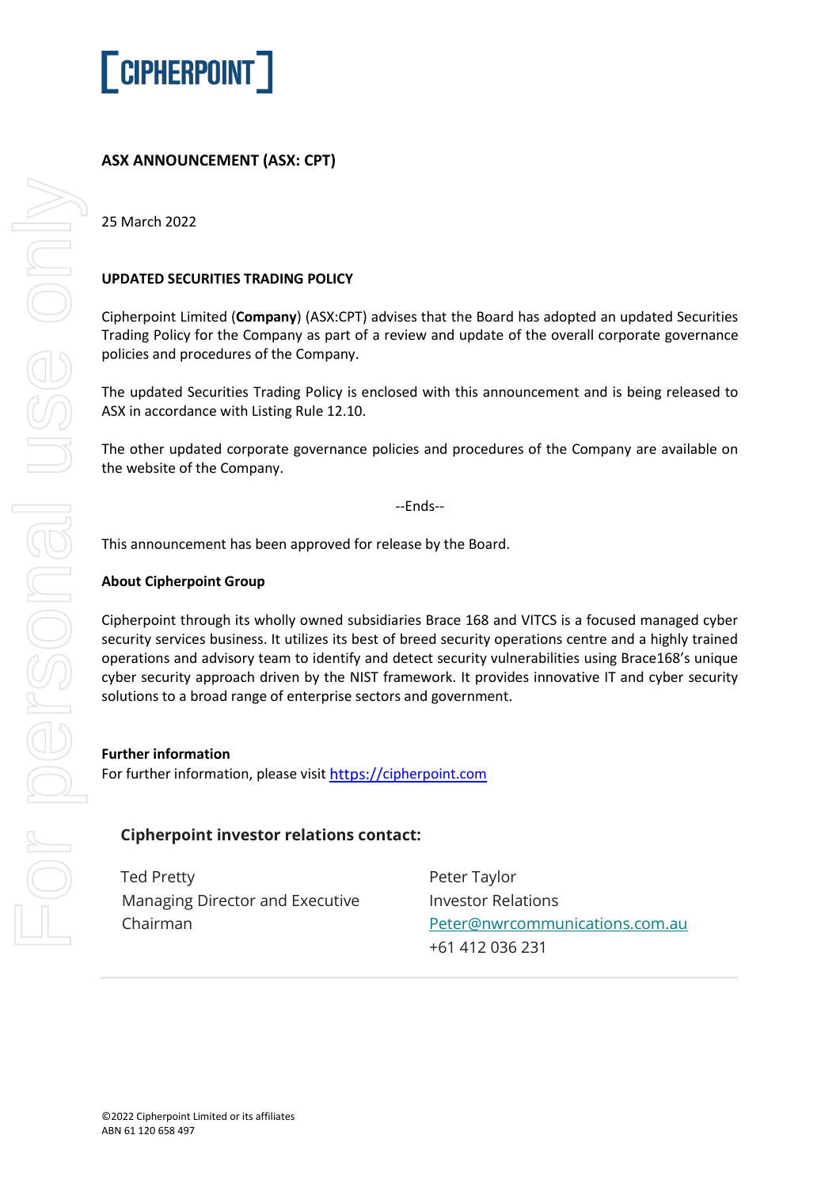# CIPHERPOINT

## ASX ANNOUNCEMENT (ASX: CPT)

25 March 2022

### UPDATED SECURITIES TRADING POLICY

Cipherpoint Limited (**Company**) (ASX:CPT) advises that the Board has adopted an updated Securities Trading Policy for the Company as part of a review and update of the overall corporate governance policies and procedures of the Company.

The updated Securities Trading Policy is enclosed with this announcement and is being released to ASX in accordance with Listing Rule 12.10.

The other updated corporate governance policies and procedures of the Company are available on the website of the Company.

--Ends--

This announcement has been approved for release by the Board.

**About Cipherpoint Group**

Cipherpoint through its wholly owned subsidiaries Brace 168 and VITCS is a focused managed cyber security services business. It utilizes its best of breed security operations centre and a highly trained operations and advisory team to identify and detect security vulnerabilities using Brace168's unique cyber security approach driven by the NIST framework. It provides innovative IT and cyber security solutions to a broad range of enterprise sectors and government.

**Further information**

For further information, please visit https://cipherpoint.com

**Cipherpoint investor relations contact:**

Ted Pretty
Managing Director and Executive Chairman

Peter Taylor
Investor Relations
Peter@nwrcommunications.com.au
+61 412 036 231

©2022 Cipherpoint Limited or its affiliates
ABN 61 120 658 497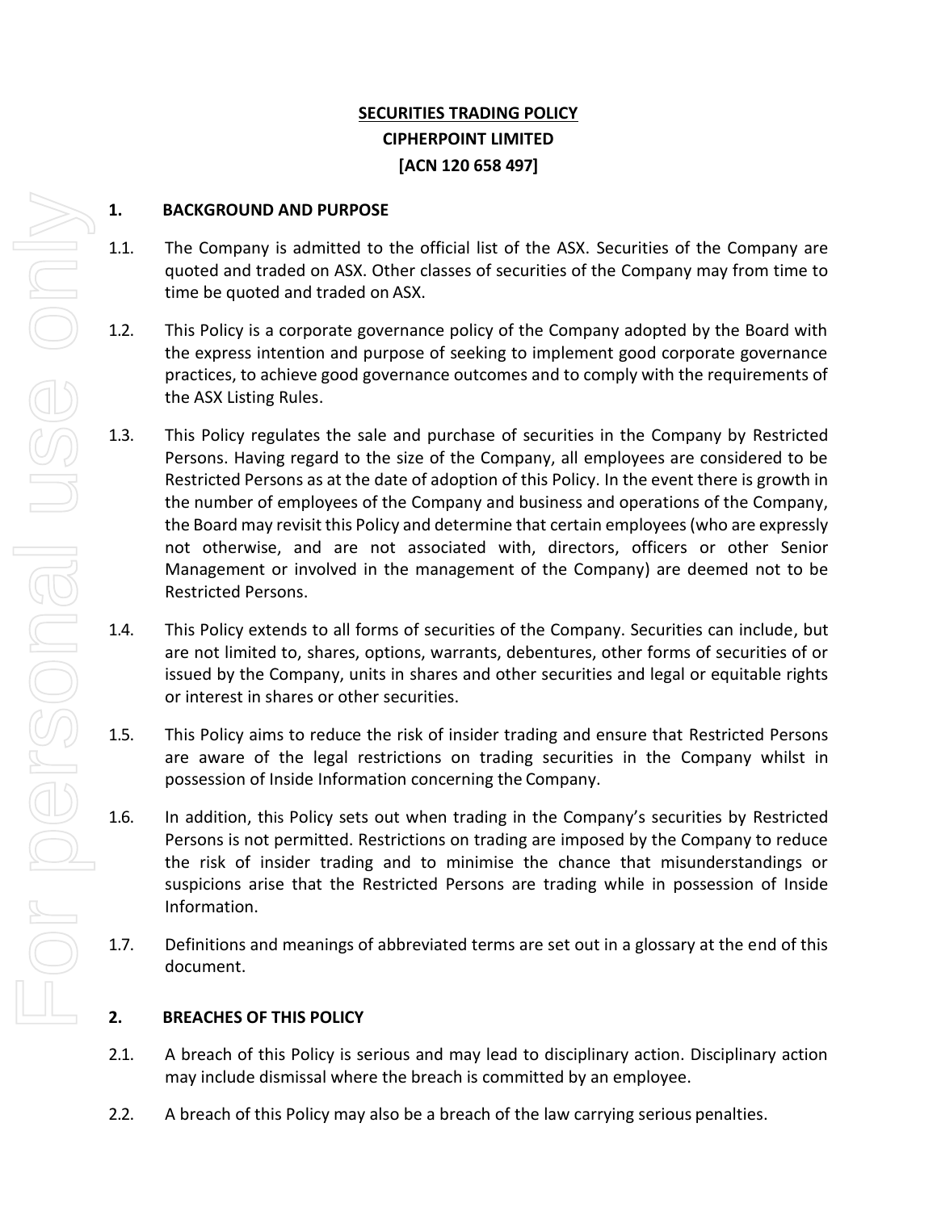**SECURITIES TRADING POLICY**

**CIPHERPOINT LIMITED**

**[ACN 120 658 497]**

## 1. BACKGROUND AND PURPOSE

1.1. The Company is admitted to the official list of the ASX. Securities of the Company are quoted and traded on ASX. Other classes of securities of the Company may from time to time be quoted and traded on ASX.

1.2. This Policy is a corporate governance policy of the Company adopted by the Board with the express intention and purpose of seeking to implement good corporate governance practices, to achieve good governance outcomes and to comply with the requirements of the ASX Listing Rules.

1.3. This Policy regulates the sale and purchase of securities in the Company by Restricted Persons. Having regard to the size of the Company, all employees are considered to be Restricted Persons as at the date of adoption of this Policy. In the event there is growth in the number of employees of the Company and business and operations of the Company, the Board may revisit this Policy and determine that certain employees (who are expressly not otherwise, and are not associated with, directors, officers or other Senior Management or involved in the management of the Company) are deemed not to be Restricted Persons.

1.4. This Policy extends to all forms of securities of the Company. Securities can include, but are not limited to, shares, options, warrants, debentures, other forms of securities of or issued by the Company, units in shares and other securities and legal or equitable rights or interest in shares or other securities.

1.5. This Policy aims to reduce the risk of insider trading and ensure that Restricted Persons are aware of the legal restrictions on trading securities in the Company whilst in possession of Inside Information concerning the Company.

1.6. In addition, this Policy sets out when trading in the Company's securities by Restricted Persons is not permitted. Restrictions on trading are imposed by the Company to reduce the risk of insider trading and to minimise the chance that misunderstandings or suspicions arise that the Restricted Persons are trading while in possession of Inside Information.

1.7. Definitions and meanings of abbreviated terms are set out in a glossary at the end of this document.

## 2. BREACHES OF THIS POLICY

2.1. A breach of this Policy is serious and may lead to disciplinary action. Disciplinary action may include dismissal where the breach is committed by an employee.

2.2. A breach of this Policy may also be a breach of the law carrying serious penalties.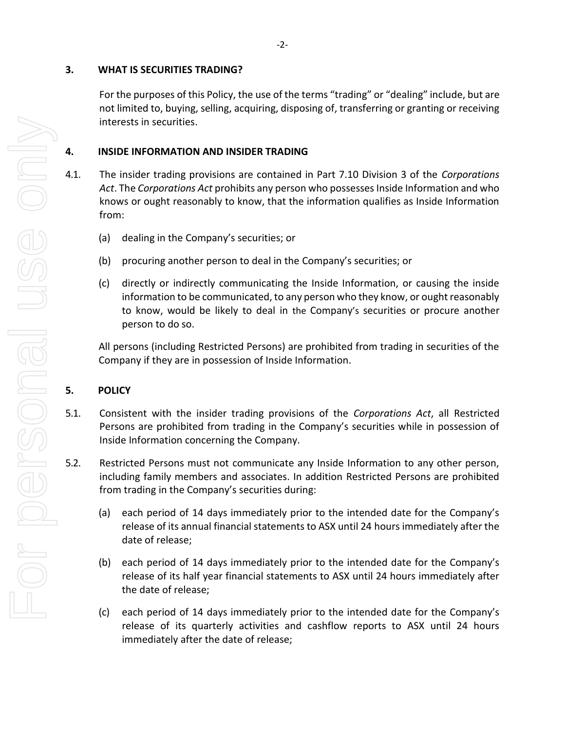## 3. WHAT IS SECURITIES TRADING?

For the purposes of this Policy, the use of the terms "trading" or "dealing" include, but are not limited to, buying, selling, acquiring, disposing of, transferring or granting or receiving interests in securities.

## 4. INSIDE INFORMATION AND INSIDER TRADING

4.1. The insider trading provisions are contained in Part 7.10 Division 3 of the *Corporations Act*. The *Corporations Act* prohibits any person who possesses Inside Information and who knows or ought reasonably to know, that the information qualifies as Inside Information from:

(a) dealing in the Company's securities; or

(b) procuring another person to deal in the Company's securities; or

(c) directly or indirectly communicating the Inside Information, or causing the inside information to be communicated, to any person who they know, or ought reasonably to know, would be likely to deal in the Company's securities or procure another person to do so.

All persons (including Restricted Persons) are prohibited from trading in securities of the Company if they are in possession of Inside Information.

## 5. POLICY

5.1. Consistent with the insider trading provisions of the *Corporations Act*, all Restricted Persons are prohibited from trading in the Company's securities while in possession of Inside Information concerning the Company.

5.2. Restricted Persons must not communicate any Inside Information to any other person, including family members and associates. In addition Restricted Persons are prohibited from trading in the Company's securities during:

(a) each period of 14 days immediately prior to the intended date for the Company's release of its annual financial statements to ASX until 24 hours immediately after the date of release;

(b) each period of 14 days immediately prior to the intended date for the Company's release of its half year financial statements to ASX until 24 hours immediately after the date of release;

(c) each period of 14 days immediately prior to the intended date for the Company's release of its quarterly activities and cashflow reports to ASX until 24 hours immediately after the date of release;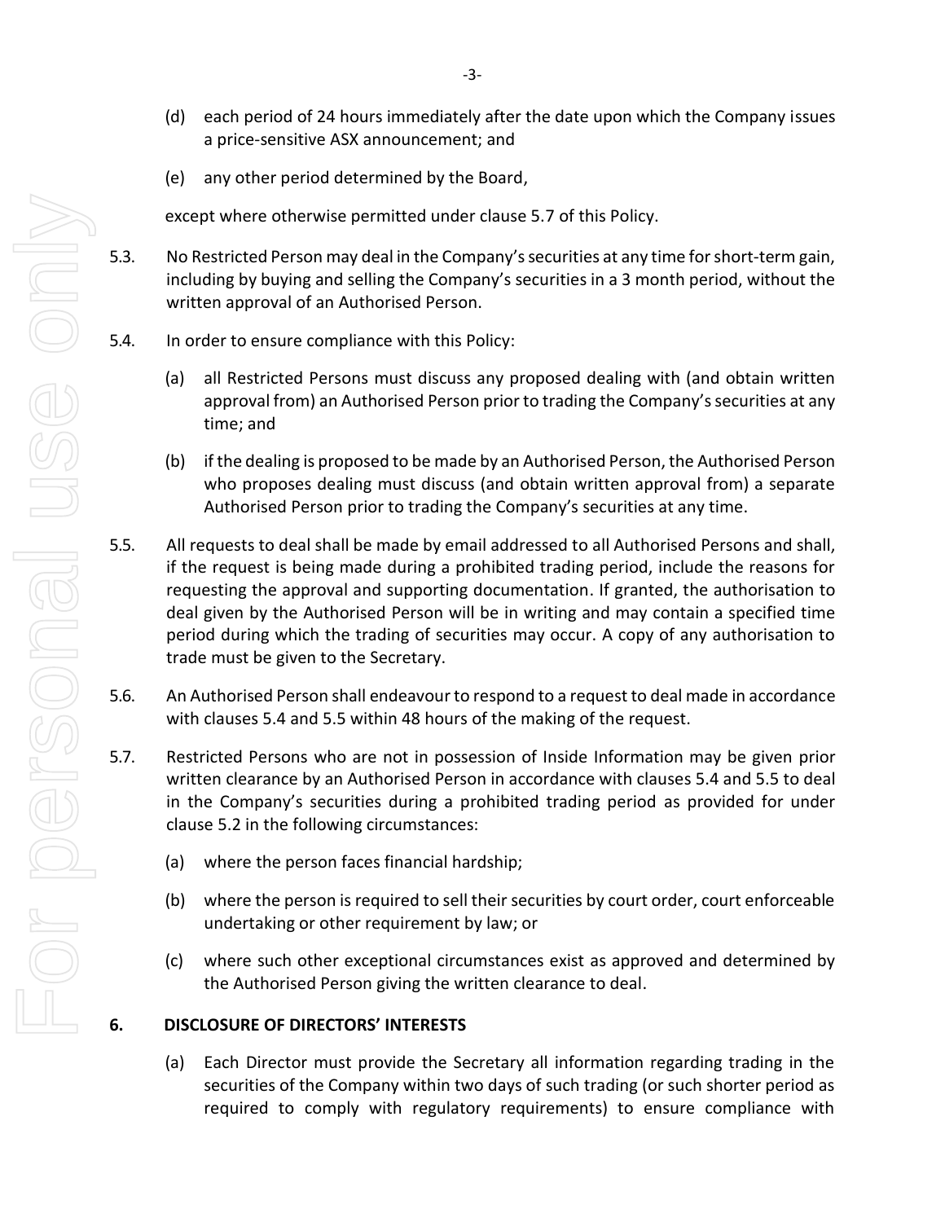(d) each period of 24 hours immediately after the date upon which the Company issues a price-sensitive ASX announcement; and

(e) any other period determined by the Board,

except where otherwise permitted under clause 5.7 of this Policy.

5.3. No Restricted Person may deal in the Company's securities at any time for short-term gain, including by buying and selling the Company's securities in a 3 month period, without the written approval of an Authorised Person.

5.4. In order to ensure compliance with this Policy:

(a) all Restricted Persons must discuss any proposed dealing with (and obtain written approval from) an Authorised Person prior to trading the Company's securities at any time; and

(b) if the dealing is proposed to be made by an Authorised Person, the Authorised Person who proposes dealing must discuss (and obtain written approval from) a separate Authorised Person prior to trading the Company's securities at any time.

5.5. All requests to deal shall be made by email addressed to all Authorised Persons and shall, if the request is being made during a prohibited trading period, include the reasons for requesting the approval and supporting documentation. If granted, the authorisation to deal given by the Authorised Person will be in writing and may contain a specified time period during which the trading of securities may occur. A copy of any authorisation to trade must be given to the Secretary.

5.6. An Authorised Person shall endeavour to respond to a request to deal made in accordance with clauses 5.4 and 5.5 within 48 hours of the making of the request.

5.7. Restricted Persons who are not in possession of Inside Information may be given prior written clearance by an Authorised Person in accordance with clauses 5.4 and 5.5 to deal in the Company's securities during a prohibited trading period as provided for under clause 5.2 in the following circumstances:

(a) where the person faces financial hardship;

(b) where the person is required to sell their securities by court order, court enforceable undertaking or other requirement by law; or

(c) where such other exceptional circumstances exist as approved and determined by the Authorised Person giving the written clearance to deal.

## 6. DISCLOSURE OF DIRECTORS' INTERESTS

(a) Each Director must provide the Secretary all information regarding trading in the securities of the Company within two days of such trading (or such shorter period as required to comply with regulatory requirements) to ensure compliance with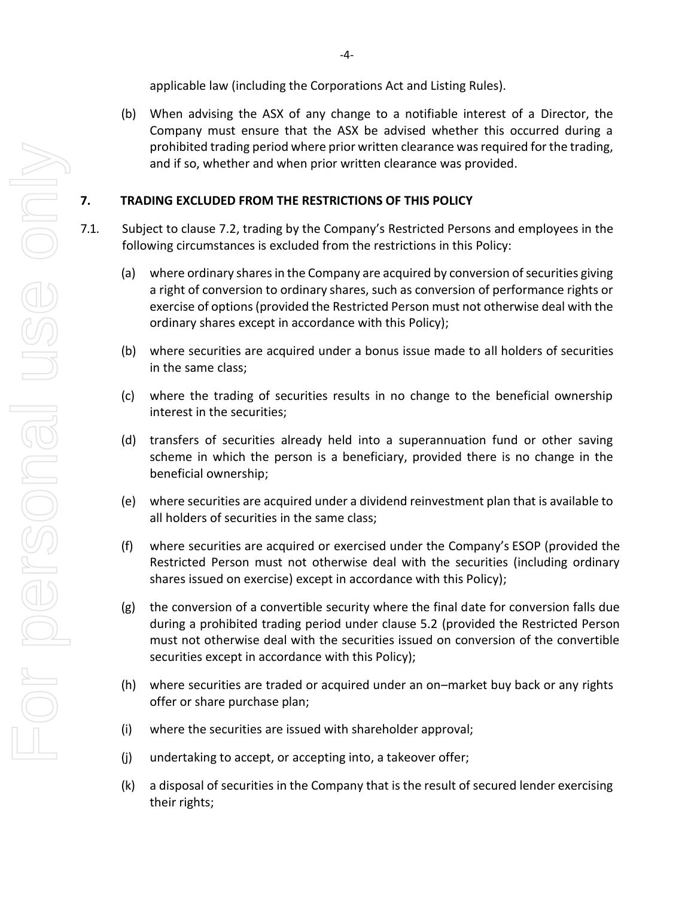applicable law (including the Corporations Act and Listing Rules).

(b) When advising the ASX of any change to a notifiable interest of a Director, the Company must ensure that the ASX be advised whether this occurred during a prohibited trading period where prior written clearance was required for the trading, and if so, whether and when prior written clearance was provided.

## 7. TRADING EXCLUDED FROM THE RESTRICTIONS OF THIS POLICY

7.1. Subject to clause 7.2, trading by the Company's Restricted Persons and employees in the following circumstances is excluded from the restrictions in this Policy:

(a) where ordinary shares in the Company are acquired by conversion of securities giving a right of conversion to ordinary shares, such as conversion of performance rights or exercise of options (provided the Restricted Person must not otherwise deal with the ordinary shares except in accordance with this Policy);

(b) where securities are acquired under a bonus issue made to all holders of securities in the same class;

(c) where the trading of securities results in no change to the beneficial ownership interest in the securities;

(d) transfers of securities already held into a superannuation fund or other saving scheme in which the person is a beneficiary, provided there is no change in the beneficial ownership;

(e) where securities are acquired under a dividend reinvestment plan that is available to all holders of securities in the same class;

(f) where securities are acquired or exercised under the Company's ESOP (provided the Restricted Person must not otherwise deal with the securities (including ordinary shares issued on exercise) except in accordance with this Policy);

(g) the conversion of a convertible security where the final date for conversion falls due during a prohibited trading period under clause 5.2 (provided the Restricted Person must not otherwise deal with the securities issued on conversion of the convertible securities except in accordance with this Policy);

(h) where securities are traded or acquired under an on–market buy back or any rights offer or share purchase plan;

(i) where the securities are issued with shareholder approval;

(j) undertaking to accept, or accepting into, a takeover offer;

(k) a disposal of securities in the Company that is the result of secured lender exercising their rights;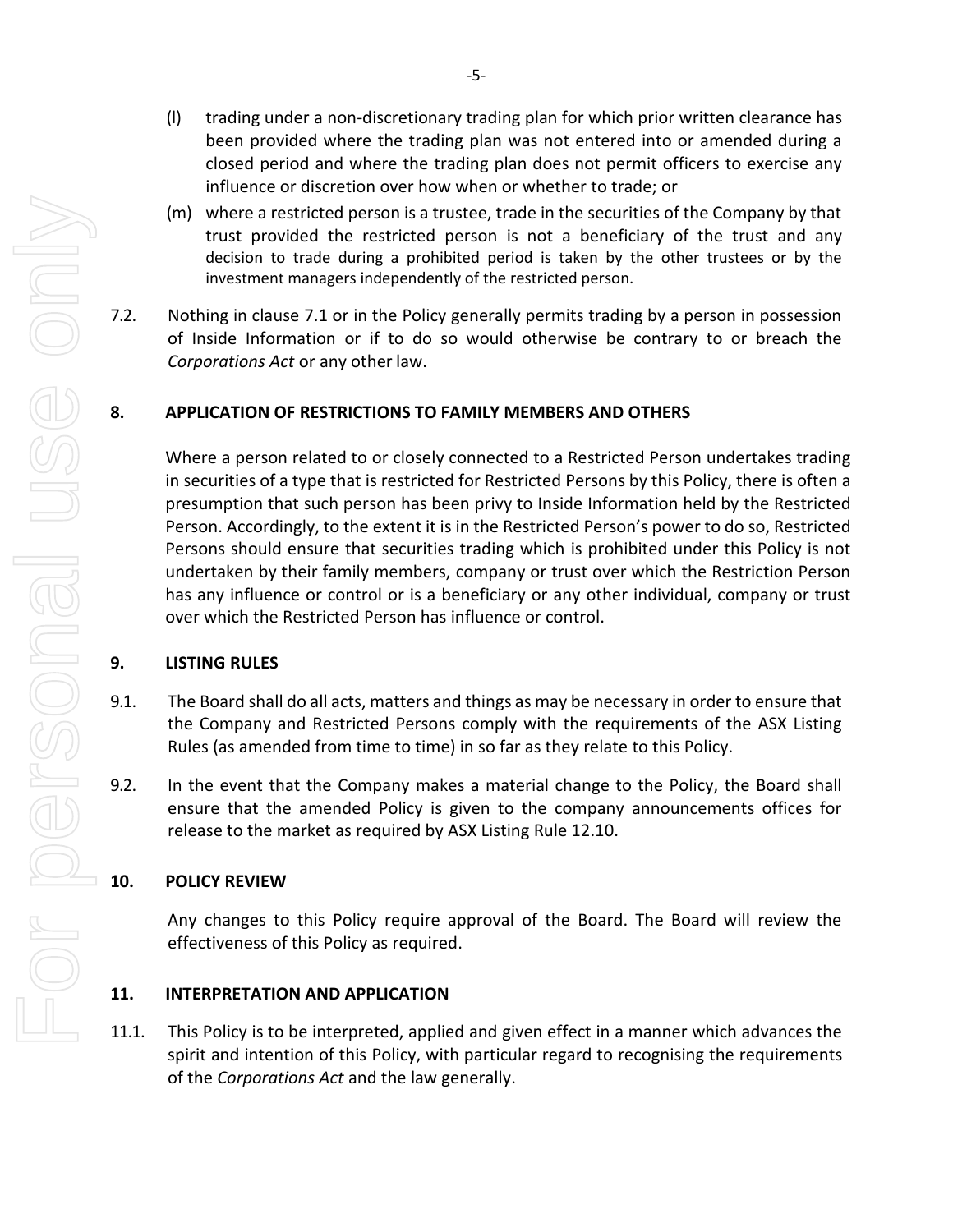(l) trading under a non-discretionary trading plan for which prior written clearance has been provided where the trading plan was not entered into or amended during a closed period and where the trading plan does not permit officers to exercise any influence or discretion over how when or whether to trade; or

(m) where a restricted person is a trustee, trade in the securities of the Company by that trust provided the restricted person is not a beneficiary of the trust and any decision to trade during a prohibited period is taken by the other trustees or by the investment managers independently of the restricted person.

7.2. Nothing in clause 7.1 or in the Policy generally permits trading by a person in possession of Inside Information or if to do so would otherwise be contrary to or breach the *Corporations Act* or any other law.

## 8. APPLICATION OF RESTRICTIONS TO FAMILY MEMBERS AND OTHERS

Where a person related to or closely connected to a Restricted Person undertakes trading in securities of a type that is restricted for Restricted Persons by this Policy, there is often a presumption that such person has been privy to Inside Information held by the Restricted Person. Accordingly, to the extent it is in the Restricted Person's power to do so, Restricted Persons should ensure that securities trading which is prohibited under this Policy is not undertaken by their family members, company or trust over which the Restriction Person has any influence or control or is a beneficiary or any other individual, company or trust over which the Restricted Person has influence or control.

## 9. LISTING RULES

9.1. The Board shall do all acts, matters and things as may be necessary in order to ensure that the Company and Restricted Persons comply with the requirements of the ASX Listing Rules (as amended from time to time) in so far as they relate to this Policy.

9.2. In the event that the Company makes a material change to the Policy, the Board shall ensure that the amended Policy is given to the company announcements offices for release to the market as required by ASX Listing Rule 12.10.

## 10. POLICY REVIEW

Any changes to this Policy require approval of the Board. The Board will review the effectiveness of this Policy as required.

## 11. INTERPRETATION AND APPLICATION

11.1. This Policy is to be interpreted, applied and given effect in a manner which advances the spirit and intention of this Policy, with particular regard to recognising the requirements of the *Corporations Act* and the law generally.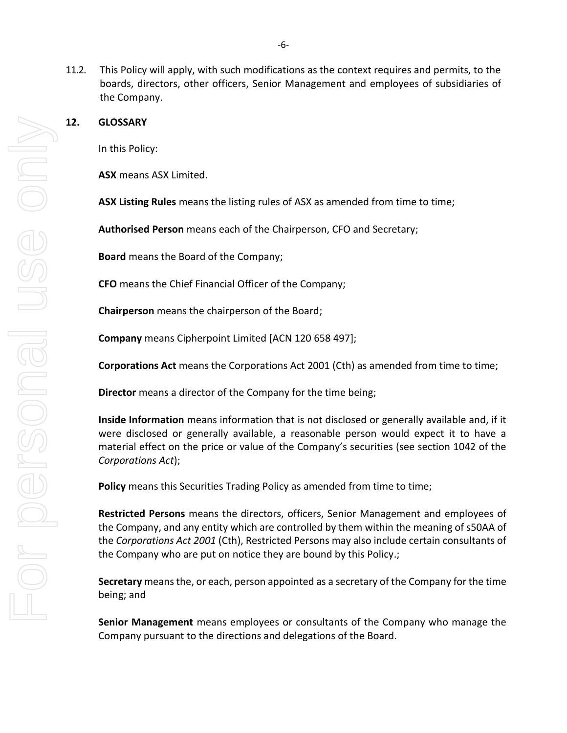11.2. This Policy will apply, with such modifications as the context requires and permits, to the boards, directors, other officers, Senior Management and employees of subsidiaries of the Company.

## 12. GLOSSARY

In this Policy:

**ASX** means ASX Limited.

**ASX Listing Rules** means the listing rules of ASX as amended from time to time;

**Authorised Person** means each of the Chairperson, CFO and Secretary;

**Board** means the Board of the Company;

**CFO** means the Chief Financial Officer of the Company;

**Chairperson** means the chairperson of the Board;

**Company** means Cipherpoint Limited [ACN 120 658 497];

**Corporations Act** means the Corporations Act 2001 (Cth) as amended from time to time;

**Director** means a director of the Company for the time being;

**Inside Information** means information that is not disclosed or generally available and, if it were disclosed or generally available, a reasonable person would expect it to have a material effect on the price or value of the Company's securities (see section 1042 of the *Corporations Act*);

**Policy** means this Securities Trading Policy as amended from time to time;

**Restricted Persons** means the directors, officers, Senior Management and employees of the Company, and any entity which are controlled by them within the meaning of s50AA of the *Corporations Act 2001* (Cth), Restricted Persons may also include certain consultants of the Company who are put on notice they are bound by this Policy.;

**Secretary** means the, or each, person appointed as a secretary of the Company for the time being; and

**Senior Management** means employees or consultants of the Company who manage the Company pursuant to the directions and delegations of the Board.